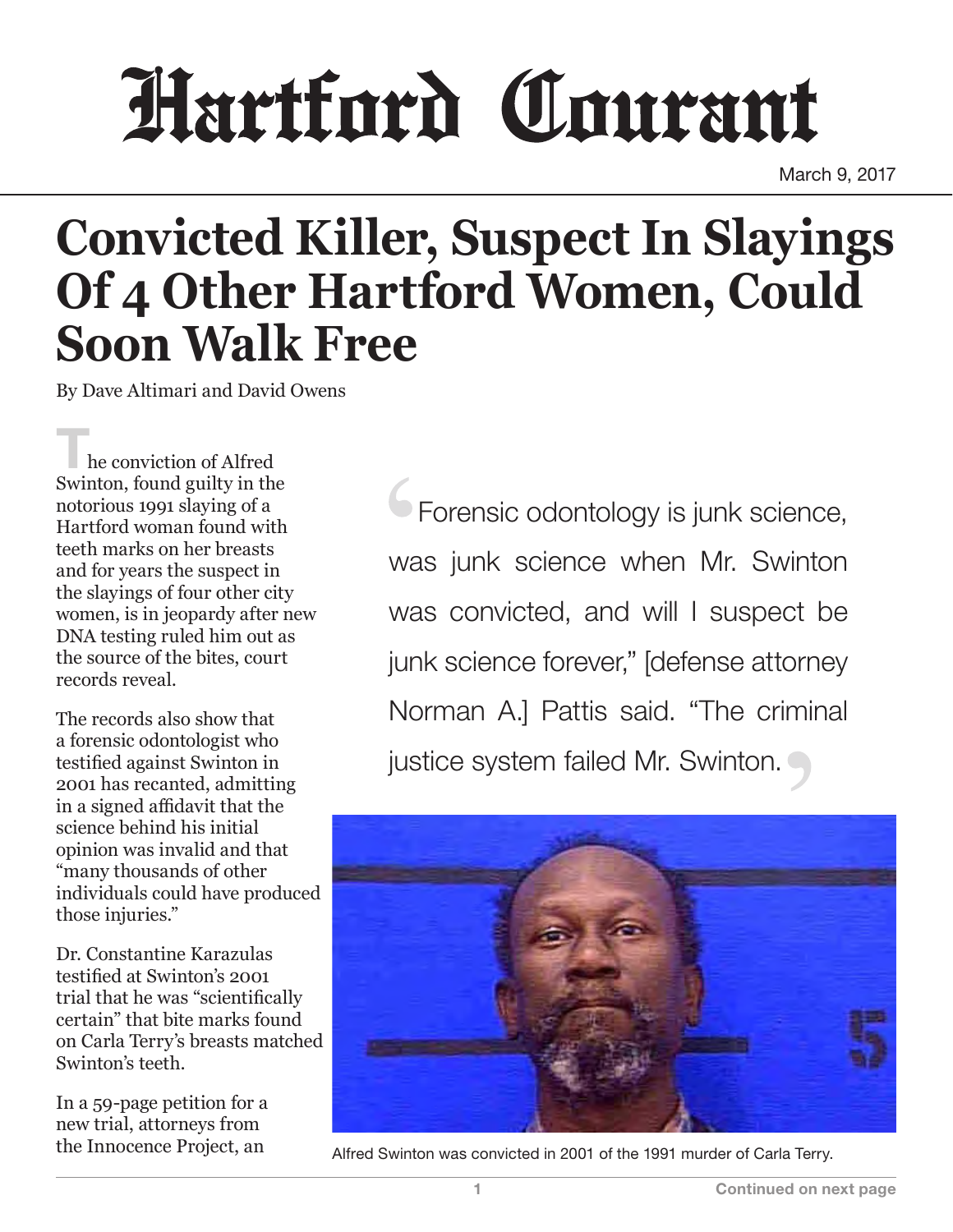# Hartford Courant

March 9, 2017

# Convicted Killer, Suspect In Slayings Of 4 Other Hartford Women, Could Soon Walk Free

By Dave Altimari and David Owens

The conviction of Alfred Swinton, found guilty in the notorious 1991 slaying of a Hartford woman found with teeth marks on her breasts and for years the suspect in the slayings of four other city women, is in jeopardy after new DNA testing ruled him out as the source of the bites, court records reveal.

The records also show that a forensic odontologist who testified against Swinton in 2001 has recanted, admitting in a signed affidavit that the science behind his initial opinion was invalid and that "many thousands of other individuals could have produced those injuries."

Dr. Constantine Karazulas testified at Swinton's 2001 trial that he was "scientifically certain" that bite marks found on Carla Terry's breasts matched Swinton's teeth.

> Forensic odontology is junk science, was junk science when Mr. Swinton was convicted, and will I suspect be junk science forever," [defense attorney Norman A.] Pattis said. "The criminal justice system failed Mr. Swinton.

Alfred Swinton was convicted in 2001 of the 1991 murder of Carla Terry.

In a 59-page petition for a new trial, attorneys from the Innocence Project, an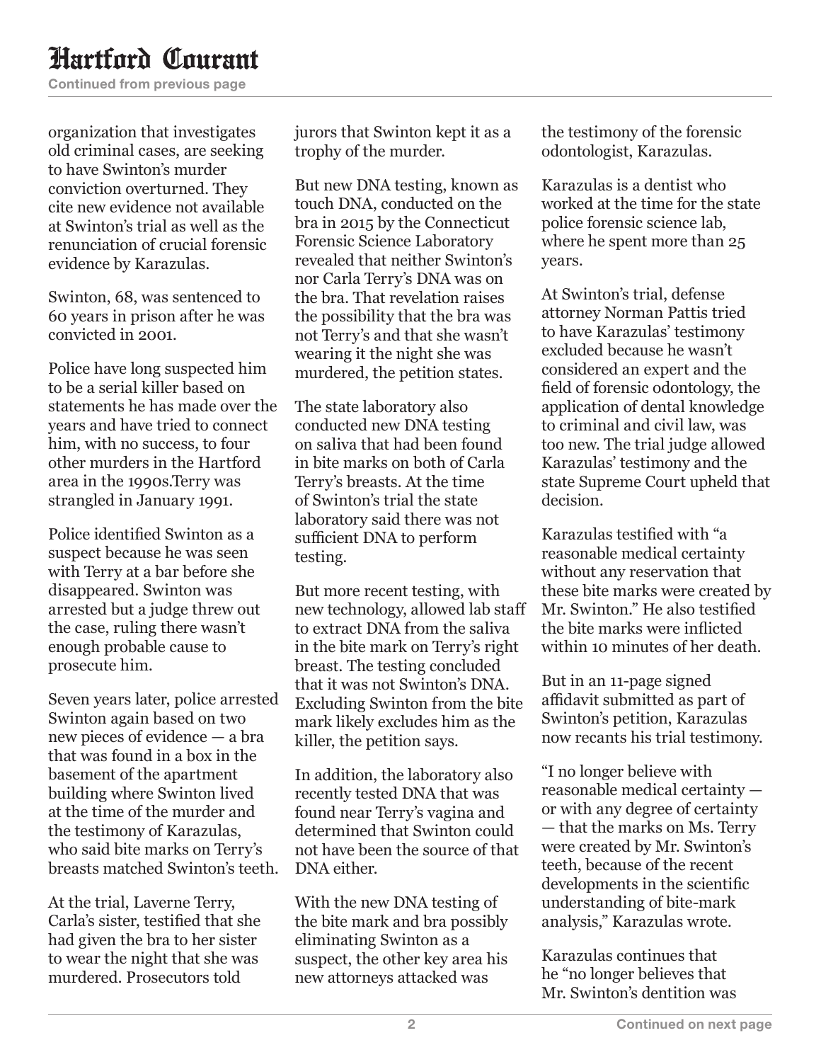organization that investigates old criminal cases, are seeking to have Swinton's murder conviction overturned. They cite new evidence not available at Swinton's trial as well as the renunciation of crucial forensic evidence by Karazulas.

Swinton, 68, was sentenced to 60 years in prison after he was convicted in 2001.

Police have long suspected him to be a serial killer based on statements he has made over the years and have tried to connect him, with no success, to four other murders in the Hartford area in the 1990s.Terry was strangled in January 1991.

Police identified Swinton as a suspect because he was seen with Terry at a bar before she disappeared. Swinton was arrested but a judge threw out the case, ruling there wasn't enough probable cause to prosecute him.

Seven years later, police arrested Swinton again based on two new pieces of evidence — a bra that was found in a box in the basement of the apartment building where Swinton lived at the time of the murder and the testimony of Karazulas, who said bite marks on Terry's breasts matched Swinton's teeth.

At the trial, Laverne Terry, Carla's sister, testified that she had given the bra to her sister to wear the night that she was murdered. Prosecutors told jurors that Swinton kept it as a trophy of the murder.

But new DNA testing, known as touch DNA, conducted on the bra in 2015 by the Connecticut Forensic Science Laboratory revealed that neither Swinton's nor Carla Terry's DNA was on the bra. That revelation raises the possibility that the bra was not Terry's and that she wasn't wearing it the night she was murdered, the petition states.

The state laboratory also conducted new DNA testing on saliva that had been found in bite marks on both of Carla Terry's breasts. At the time of Swinton's trial the state laboratory said there was not sufficient DNA to perform testing.

But more recent testing, with new technology, allowed lab staff to extract DNA from the saliva in the bite mark on Terry's right breast. The testing concluded that it was not Swinton's DNA. Excluding Swinton from the bite mark likely excludes him as the killer, the petition says.

In addition, the laboratory also recently tested DNA that was found near Terry's vagina and determined that Swinton could not have been the source of that DNA either.

With the new DNA testing of the bite mark and bra possibly eliminating Swinton as a suspect, the other key area his new attorneys attacked was the testimony of the forensic odontologist, Karazulas.

Karazulas is a dentist who worked at the time for the state police forensic science lab, where he spent more than 25 years.

At Swinton's trial, defense attorney Norman Pattis tried to have Karazulas' testimony excluded because he wasn't considered an expert and the field of forensic odontology, the application of dental knowledge to criminal and civil law, was too new. The trial judge allowed Karazulas' testimony and the state Supreme Court upheld that decision.

Karazulas testified with "a reasonable medical certainty without any reservation that these bite marks were created by Mr. Swinton." He also testified the bite marks were inflicted within 10 minutes of her death.

But in an 11-page signed affidavit submitted as part of Swinton's petition, Karazulas now recants his trial testimony.

"I no longer believe with reasonable medical certainty — or with any degree of certainty — that the marks on Ms. Terry were created by Mr. Swinton's teeth, because of the recent developments in the scientific understanding of bite-mark analysis," Karazulas wrote.

Karazulas continues that he "no longer believes that Mr. Swinton's dentition was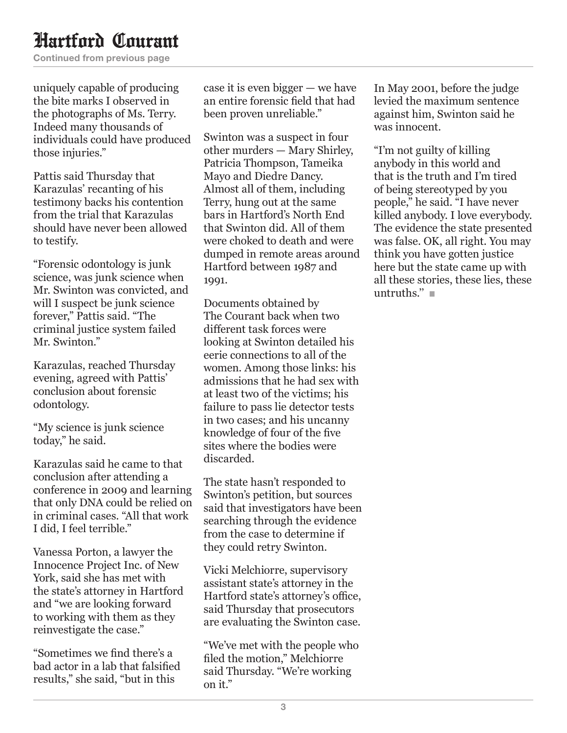uniquely capable of producing the bite marks I observed in the photographs of Ms. Terry. Indeed many thousands of individuals could have produced those injuries."

Pattis said Thursday that Karazulas' recanting of his testimony backs his contention from the trial that Karazulas should have never been allowed to testify.

"Forensic odontology is junk science, was junk science when Mr. Swinton was convicted, and will I suspect be junk science forever," Pattis said. "The criminal justice system failed Mr. Swinton."

Karazulas, reached Thursday evening, agreed with Pattis' conclusion about forensic odontology.

"My science is junk science today," he said.

Karazulas said he came to that conclusion after attending a conference in 2009 and learning that only DNA could be relied on in criminal cases. "All that work I did, I feel terrible."

Vanessa Porton, a lawyer the Innocence Project Inc. of New York, said she has met with the state's attorney in Hartford and "we are looking forward to working with them as they reinvestigate the case."

"Sometimes we find there's a bad actor in a lab that falsified results," she said, "but in this case it is even bigger — we have an entire forensic field that had been proven unreliable."

Swinton was a suspect in four other murders — Mary Shirley, Patricia Thompson, Tameika Mayo and Diedre Dancy. Almost all of them, including Terry, hung out at the same bars in Hartford's North End that Swinton did. All of them were choked to death and were dumped in remote areas around Hartford between 1987 and 1991.

Documents obtained by The Courant back when two different task forces were looking at Swinton detailed his eerie connections to all of the women. Among those links: his admissions that he had sex with at least two of the victims; his failure to pass lie detector tests in two cases; and his uncanny knowledge of four of the five sites where the bodies were discarded.

The state hasn't responded to Swinton's petition, but sources said that investigators have been searching through the evidence from the case to determine if they could retry Swinton.

Vicki Melchiorre, supervisory assistant state's attorney in the Hartford state's attorney's office, said Thursday that prosecutors are evaluating the Swinton case.

"We've met with the people who filed the motion," Melchiorre said Thursday. "We're working on it."

In May 2001, before the judge levied the maximum sentence against him, Swinton said he was innocent.

"I'm not guilty of killing anybody in this world and that is the truth and I'm tired of being stereotyped by you people," he said. "I have never killed anybody. I love everybody. The evidence the state presented was false. OK, all right. You may think you have gotten justice here but the state came up with all these stories, these lies, these untruths." ■